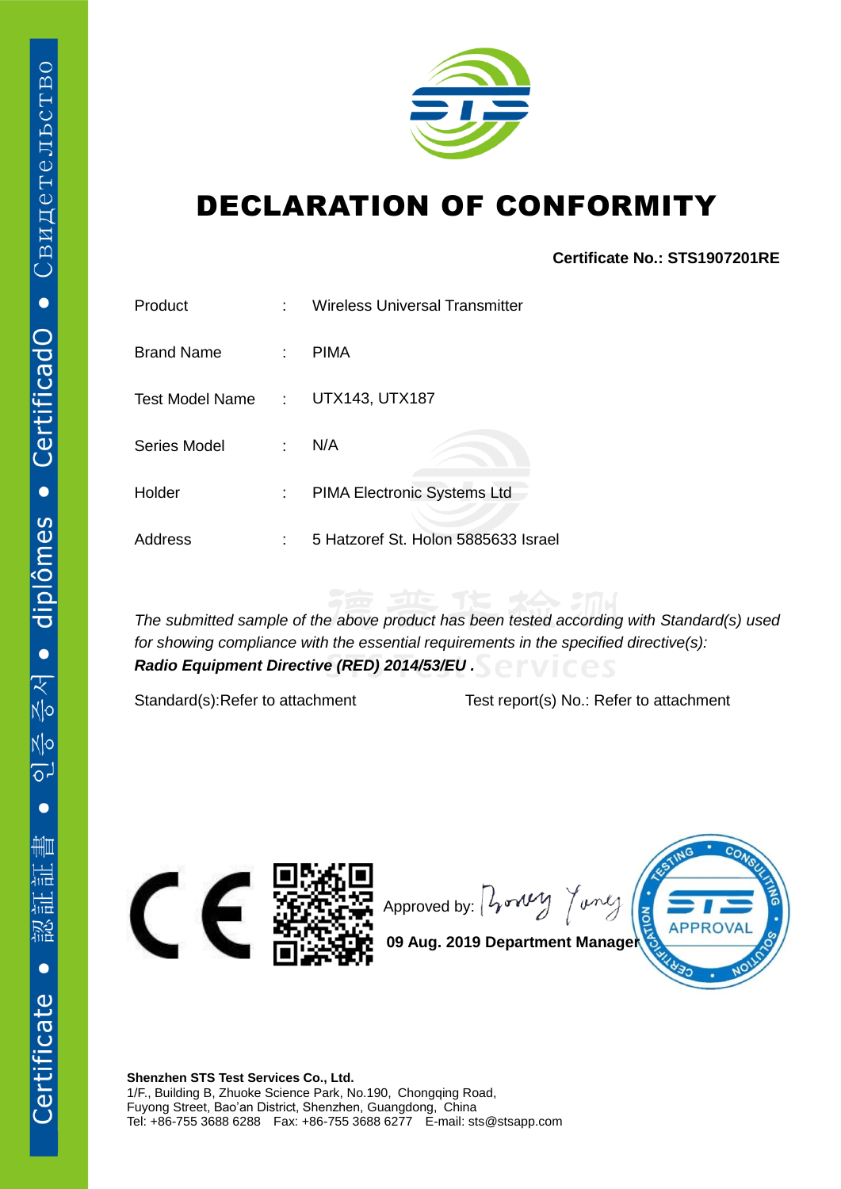# DECLARATION OF CONFORMITY

**Certificate No.: STS1907201RE**

| | | |
|---|---|---|
| Product | : | Wireless Universal Transmitter |
| Brand Name | : | PIMA |
| Test Model Name | : | UTX143, UTX187 |
| Series Model | : | N/A |
| Holder | : | PIMA Electronic Systems Ltd |
| Address | : | 5 Hatzoref St. Holon 5885633 Israel |

*The submitted sample of the above product has been tested according with Standard(s) used for showing compliance with the essential requirements in the specified directive(s):*
***Radio Equipment Directive (RED) 2014/53/EU .***

Standard(s):Refer to attachment    Test report(s) No.: Refer to attachment

Approved by:

**09 Aug. 2019 Department Manager**

**Shenzhen STS Test Services Co., Ltd.**
1/F., Building B, Zhuoke Science Park, No.190, Chongqing Road,
Fuyong Street, Bao'an District, Shenzhen, Guangdong, China
Tel: +86-755 3688 6288 Fax: +86-755 3688 6277 E-mail: sts@stsapp.com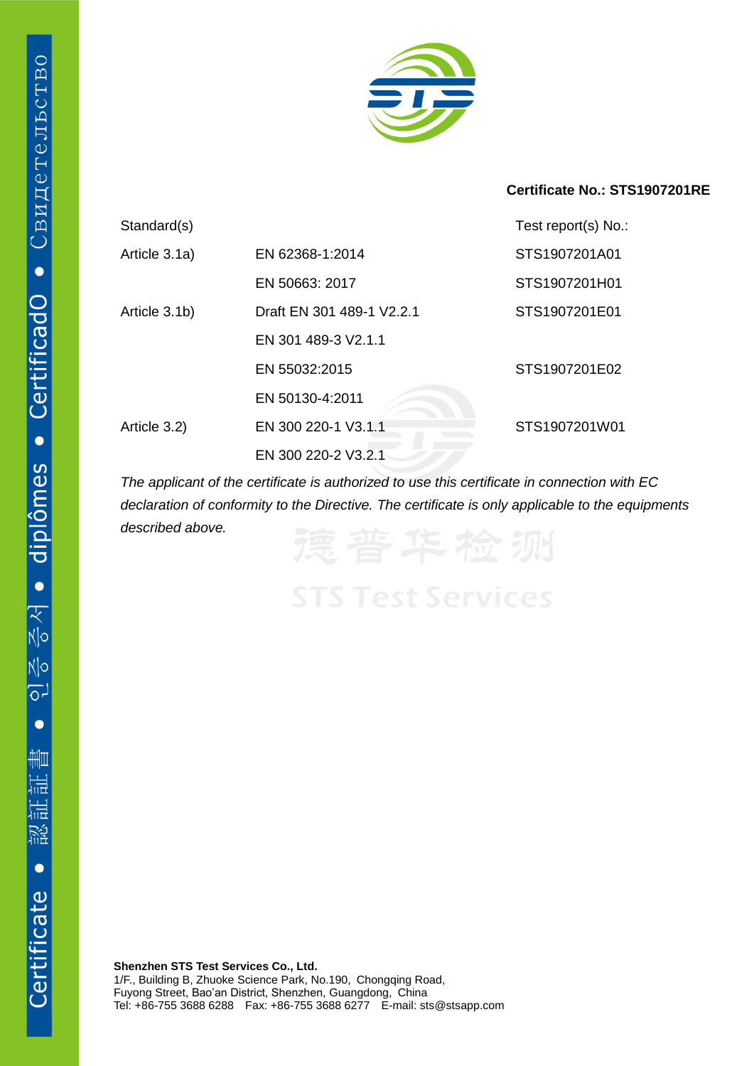**Certificate No.: STS1907201RE**

| Standard(s) | | Test report(s) No.: |
|---|---|---|
| Article 3.1a) | EN 62368-1:2014 | STS1907201A01 |
| | EN 50663: 2017 | STS1907201H01 |
| Article 3.1b) | Draft EN 301 489-1 V2.2.1 | STS1907201E01 |
| | EN 301 489-3 V2.1.1 | |
| | EN 55032:2015 | STS1907201E02 |
| | EN 50130-4:2011 | |
| Article 3.2) | EN 300 220-1 V3.1.1 | STS1907201W01 |
| | EN 300 220-2 V3.2.1 | |

*The applicant of the certificate is authorized to use this certificate in connection with EC declaration of conformity to the Directive. The certificate is only applicable to the equipments described above.*

**Shenzhen STS Test Services Co., Ltd.**
1/F., Building B, Zhuoke Science Park, No.190, Chongqing Road,
Fuyong Street, Bao'an District, Shenzhen, Guangdong, China
Tel: +86-755 3688 6288 Fax: +86-755 3688 6277 E-mail: sts@stsapp.com